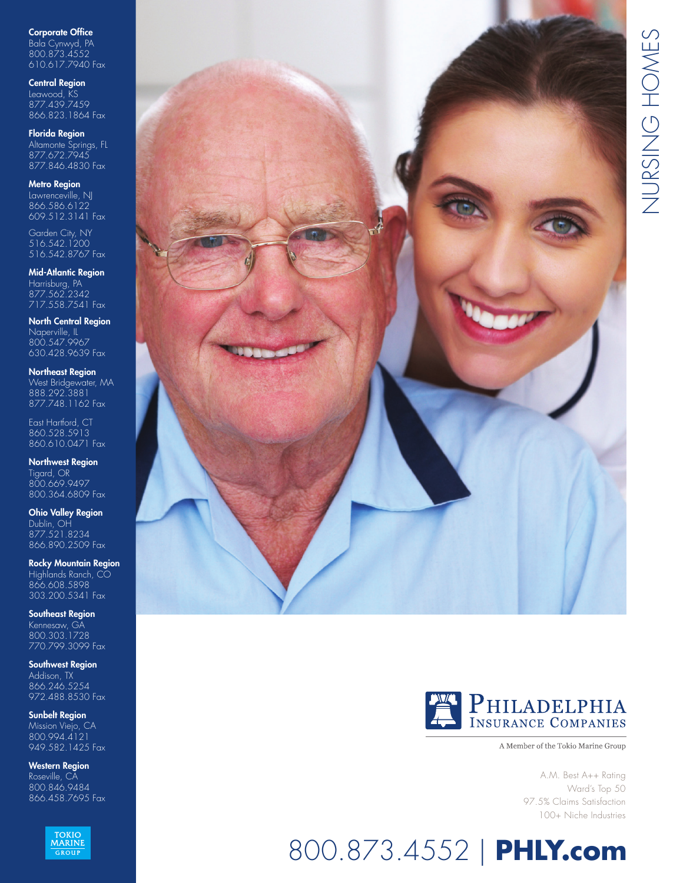# NURSING HOMES

**Corporate Office**
Bala Cynwyd, PA
800.873.4552
610.617.7940 Fax

**Central Region**
Leawood, KS
877.439.7459
866.823.1864 Fax

**Florida Region**
Altamonte Springs, FL
877.672.7945
877.846.4830 Fax

**Metro Region**
Lawrenceville, NJ
866.586.6122
609.512.3141 Fax

Garden City, NY
516.542.1200
516.542.8767 Fax

**Mid-Atlantic Region**
Harrisburg, PA
877.562.2342
717.558.7541 Fax

**North Central Region**
Naperville, IL
800.547.9967
630.428.9639 Fax

**Northeast Region**
West Bridgewater, MA
888.292.3881
877.748.1162 Fax

East Hartford, CT
860.528.5913
860.610.0471 Fax

**Northwest Region**
Tigard, OR
800.669.9497
800.364.6809 Fax

**Ohio Valley Region**
Dublin, OH
877.521.8234
866.890.2509 Fax

**Rocky Mountain Region**
Highlands Ranch, CO
866.608.5898
303.200.5341 Fax

**Southeast Region**
Kennesaw, GA
800.303.1728
770.799.3099 Fax

**Southwest Region**
Addison, TX
866.246.5254
972.488.8530 Fax

**Sunbelt Region**
Mission Viejo, CA
800.994.4121
949.582.1425 Fax

**Western Region**
Roseville, CA
800.846.9484
866.458.7695 Fax

TOKIO MARINE GROUP

PHILADELPHIA INSURANCE COMPANIES

A Member of the Tokio Marine Group

A.M. Best A++ Rating
Ward's Top 50
97.5% Claims Satisfaction
100+ Niche Industries

800.873.4552 | **PHLY.com**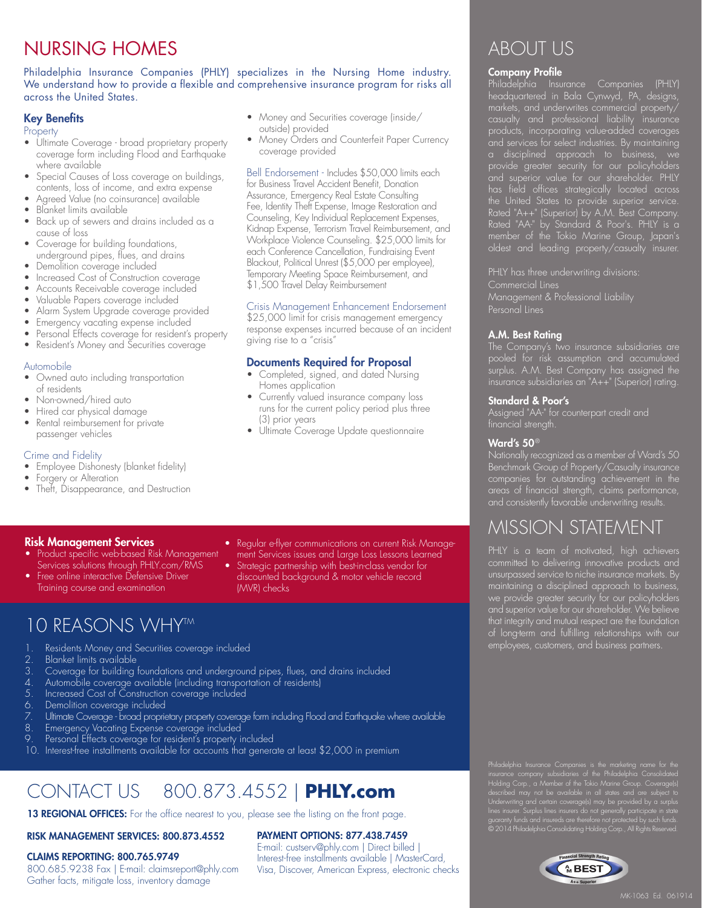# NURSING HOMES

Philadelphia Insurance Companies (PHLY) specializes in the Nursing Home industry. We understand how to provide a flexible and comprehensive insurance program for risks all across the United States.

## Key Benefits

Property

- Ultimate Coverage - broad proprietary property coverage form including Flood and Earthquake where available
- Special Causes of Loss coverage on buildings, contents, loss of income, and extra expense
- Agreed Value (no coinsurance) available
- Blanket limits available
- Back up of sewers and drains included as a cause of loss
- Coverage for building foundations, underground pipes, flues, and drains
- Demolition coverage included
- Increased Cost of Construction coverage
- Accounts Receivable coverage included
- Valuable Papers coverage included
- Alarm System Upgrade coverage provided
- Emergency vacating expense included
- Personal Effects coverage for resident's property
- Resident's Money and Securities coverage

Automobile

- Owned auto including transportation of residents
- Non-owned/hired auto
- Hired car physical damage
- Rental reimbursement for private passenger vehicles

Crime and Fidelity

- Employee Dishonesty (blanket fidelity)
- Forgery or Alteration
- Theft, Disappearance, and Destruction
- Money and Securities coverage (inside/outside) provided
- Money Orders and Counterfeit Paper Currency coverage provided

Bell Endorsement - Includes $50,000 limits each for Business Travel Accident Benefit, Donation Assurance, Emergency Real Estate Consulting Fee, Identity Theft Expense, Image Restoration and Counseling, Key Individual Replacement Expenses, Kidnap Expense, Terrorism Travel Reimbursement, and Workplace Violence Counseling. $25,000 limits for each Conference Cancellation, Fundraising Event Blackout, Political Unrest ($5,000 per employee), Temporary Meeting Space Reimbursement, and $1,500 Travel Delay Reimbursement

Crisis Management Enhancement Endorsement
$25,000 limit for crisis management emergency response expenses incurred because of an incident giving rise to a "crisis"

## Documents Required for Proposal

- Completed, signed, and dated Nursing Homes application
- Currently valued insurance company loss runs for the current policy period plus three (3) prior years
- Ultimate Coverage Update questionnaire

## Risk Management Services

- Product specific web-based Risk Management Services solutions through PHLY.com/RMS
- Free online interactive Defensive Driver Training course and examination
- Regular e-flyer communications on current Risk Management Services issues and Large Loss Lessons Learned
- Strategic partnership with best-in-class vendor for discounted background & motor vehicle record (MVR) checks

# 10 REASONS WHY™

1. Residents Money and Securities coverage included
2. Blanket limits available
3. Coverage for building foundations and underground pipes, flues, and drains included
4. Automobile coverage available (including transportation of residents)
5. Increased Cost of Construction coverage included
6. Demolition coverage included
7. Ultimate Coverage - broad proprietary property coverage form including Flood and Earthquake where available
8. Emergency Vacating Expense coverage included
9. Personal Effects coverage for resident's property included
10. Interest-free installments available for accounts that generate at least $2,000 in premium

# CONTACT US 800.873.4552 | **PHLY.com**

**13 REGIONAL OFFICES:** For the office nearest to you, please see the listing on the front page.

**RISK MANAGEMENT SERVICES: 800.873.4552**

**CLAIMS REPORTING: 800.765.9749**
800.685.9238 Fax | E-mail: claimsreport@phly.com
Gather facts, mitigate loss, inventory damage

**PAYMENT OPTIONS: 877.438.7459**
E-mail: custserv@phly.com | Direct billed | Interest-free installments available | MasterCard, Visa, Discover, American Express, electronic checks

# ABOUT US

### Company Profile

Philadelphia Insurance Companies (PHLY) headquartered in Bala Cynwyd, PA, designs, markets, and underwrites commercial property/casualty and professional liability insurance products, incorporating value-added coverages and services for select industries. By maintaining a disciplined approach to business, we provide greater security for our policyholders and superior value for our shareholder. PHLY has field offices strategically located across the United States to provide superior service. Rated "A++" (Superior) by A.M. Best Company. Rated "AA-" by Standard & Poor's. PHLY is a member of the Tokio Marine Group, Japan's oldest and leading property/casualty insurer.

PHLY has three underwriting divisions:
Commercial Lines
Management & Professional Liability
Personal Lines

### A.M. Best Rating

The Company's two insurance subsidiaries are pooled for risk assumption and accumulated surplus. A.M. Best Company has assigned the insurance subsidiaries an "A++" (Superior) rating.

### Standard & Poor's

Assigned "AA-" for counterpart credit and financial strength.

### Ward's 50®

Nationally recognized as a member of Ward's 50 Benchmark Group of Property/Casualty insurance companies for outstanding achievement in the areas of financial strength, claims performance, and consistently favorable underwriting results.

# MISSION STATEMENT

PHLY is a team of motivated, high achievers committed to delivering innovative products and unsurpassed service to niche insurance markets. By maintaining a disciplined approach to business, we provide greater security for our policyholders and superior value for our shareholder. We believe that integrity and mutual respect are the foundation of long-term and fulfilling relationships with our employees, customers, and business partners.

Philadelphia Insurance Companies is the marketing name for the insurance company subsidiaries of the Philadelphia Consolidated Holding Corp., a Member of the Tokio Marine Group. Coverage(s) described may not be available in all states and are subject to Underwriting and certain coverage(s) may be provided by a surplus lines insurer. Surplus lines insurers do not generally participate in state guaranty funds and insureds are therefore not protected by such funds. © 2014 Philadelphia Consolidating Holding Corp., All Rights Reserved.

Financial Strength Rating A.M. BEST A++ Superior

MK-1063 Ed. 061914